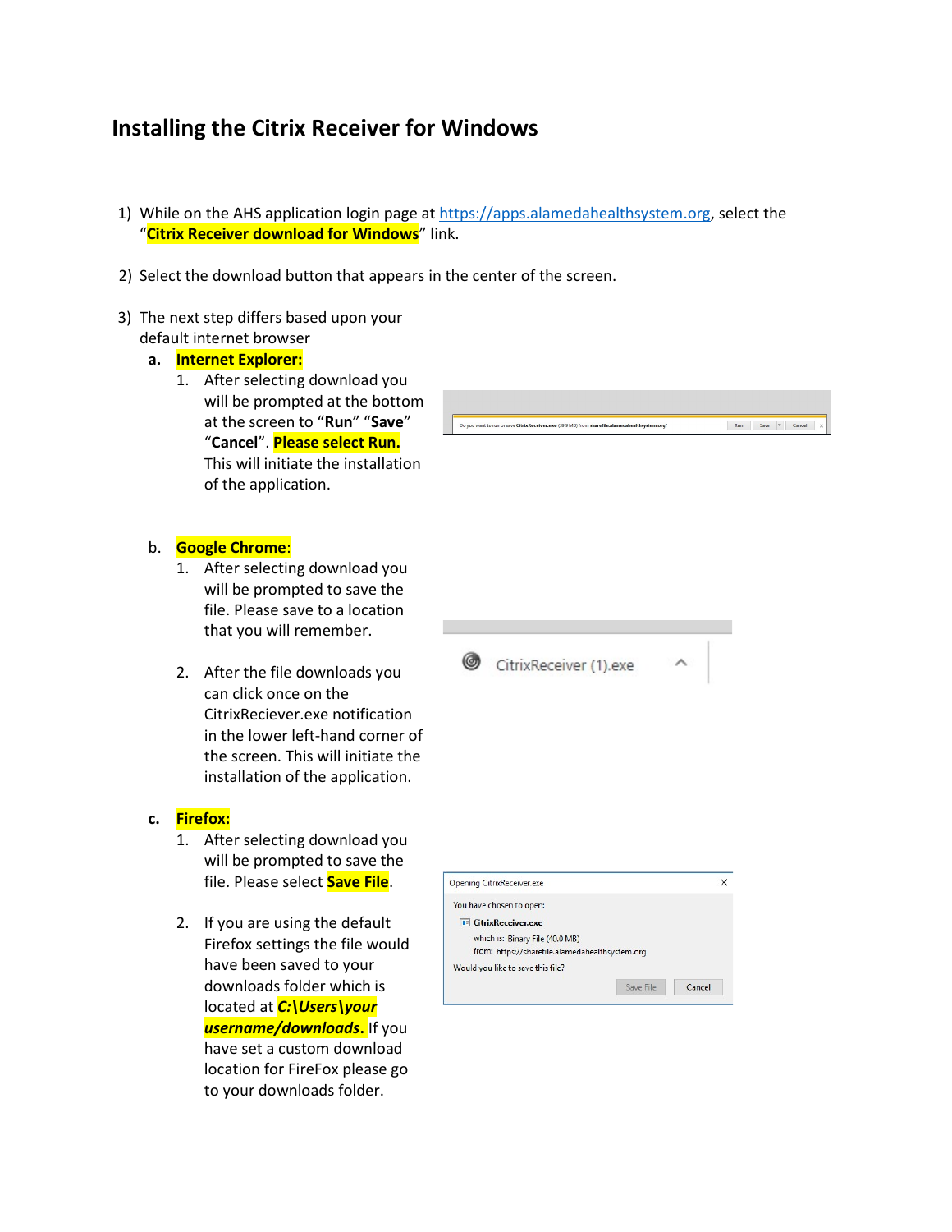# Installing the Citrix Receiver for Windows

1) While on the AHS application login page at https://apps.alamedahealthsystem.org, select the "**Citrix Receiver download for Windows**" link.

2) Select the download button that appears in the center of the screen.

3) The next step differs based upon your default internet browser

   **a. Internet Explorer:**

      1. After selecting download you will be prompted at the bottom at the screen to "**Run**" "**Save**" "**Cancel**". **Please select Run.** This will initiate the installation of the application.

   b. **Google Chrome**:

      1. After selecting download you will be prompted to save the file. Please save to a location that you will remember.

      2. After the file downloads you can click once on the CitrixReciever.exe notification in the lower left-hand corner of the screen. This will initiate the installation of the application.

   **c. Firefox:**

      1. After selecting download you will be prompted to save the file. Please select **Save File**.

      2. If you are using the default Firefox settings the file would have been saved to your downloads folder which is located at ***C:\Users\your username/downloads***. If you have set a custom download location for FireFox please go to your downloads folder.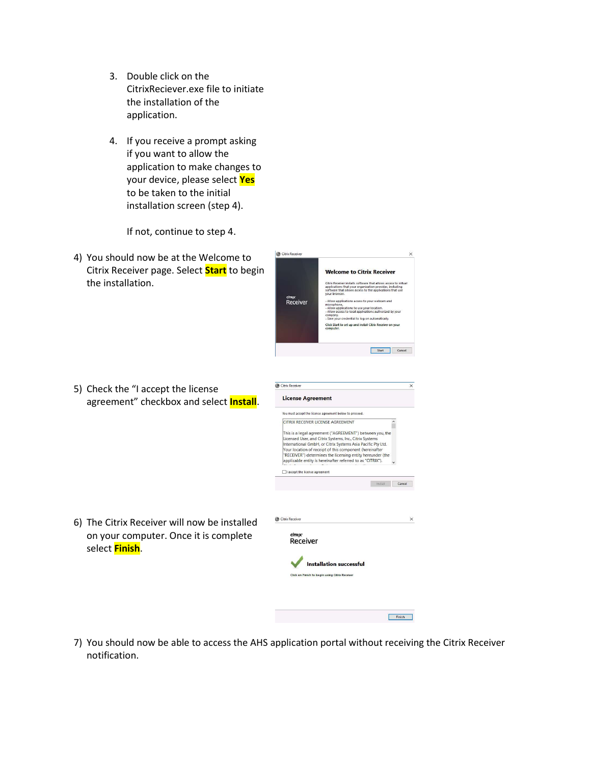3. Double click on the CitrixReciever.exe file to initiate the installation of the application.

4. If you receive a prompt asking if you want to allow the application to make changes to your device, please select **Yes** to be taken to the initial installation screen (step 4).

   If not, continue to step 4.

4) You should now be at the Welcome to Citrix Receiver page. Select **Start** to begin the installation.

5) Check the "I accept the license agreement" checkbox and select **Install**.

6) The Citrix Receiver will now be installed on your computer. Once it is complete select **Finish**.

7) You should now be able to access the AHS application portal without receiving the Citrix Receiver notification.